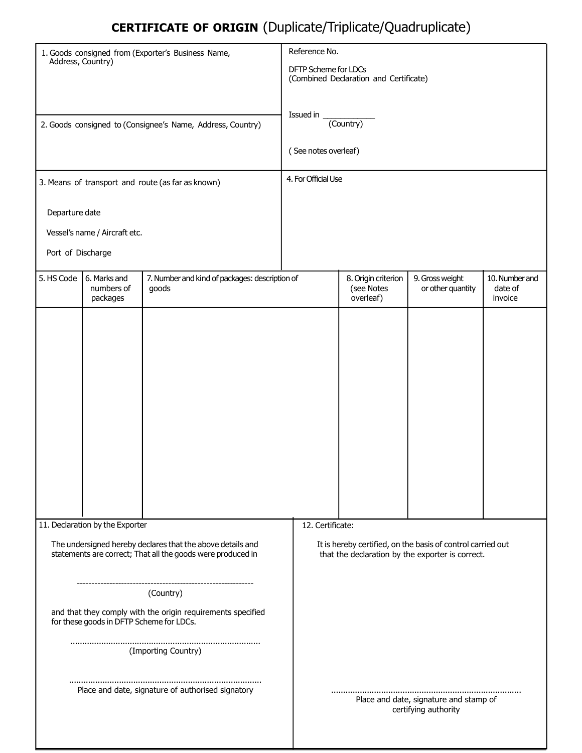# CERTIFICATE OF ORIGIN (Duplicate/Triplicate/Quadruplicate)

| 1. Goods consigned from (Exporter's Business Name, Address, Country) | Reference No.<br><br>DFTP Scheme for LDCs<br>(Combined Declaration and Certificate) |
|---|---|
| 2. Goods consigned to (Consignee's Name, Address, Country) | Issued in ____________<br>(Country)<br><br>( See notes overleaf) |
| 3. Means of transport and route (as far as known)<br><br>Departure date<br><br>Vessel's name / Aircraft etc.<br><br>Port of Discharge | 4. For Official Use |

| 5. HS Code | 6. Marks and numbers of packages | 7. Number and kind of packages: description of goods | 8. Origin criterion (see Notes overleaf) | 9. Gross weight or other quantity | 10. Number and date of invoice |
|---|---|---|---|---|---|
| | | | | | |

| 11. Declaration by the Exporter | 12. Certificate: |
|---|---|
| The undersigned hereby declares that the above details and statements are correct; That all the goods were produced in<br><br>------------------------------------------------------------<br>(Country)<br><br>and that they comply with the origin requirements specified for these goods in DFTP Scheme for LDCs.<br><br>..............................................................................<br>(Importing Country)<br><br>..............................................................................<br>Place and date, signature of authorised signatory | It is hereby certified, on the basis of control carried out that the declaration by the exporter is correct.<br><br>..............................................................................<br>Place and date, signature and stamp of certifying authority |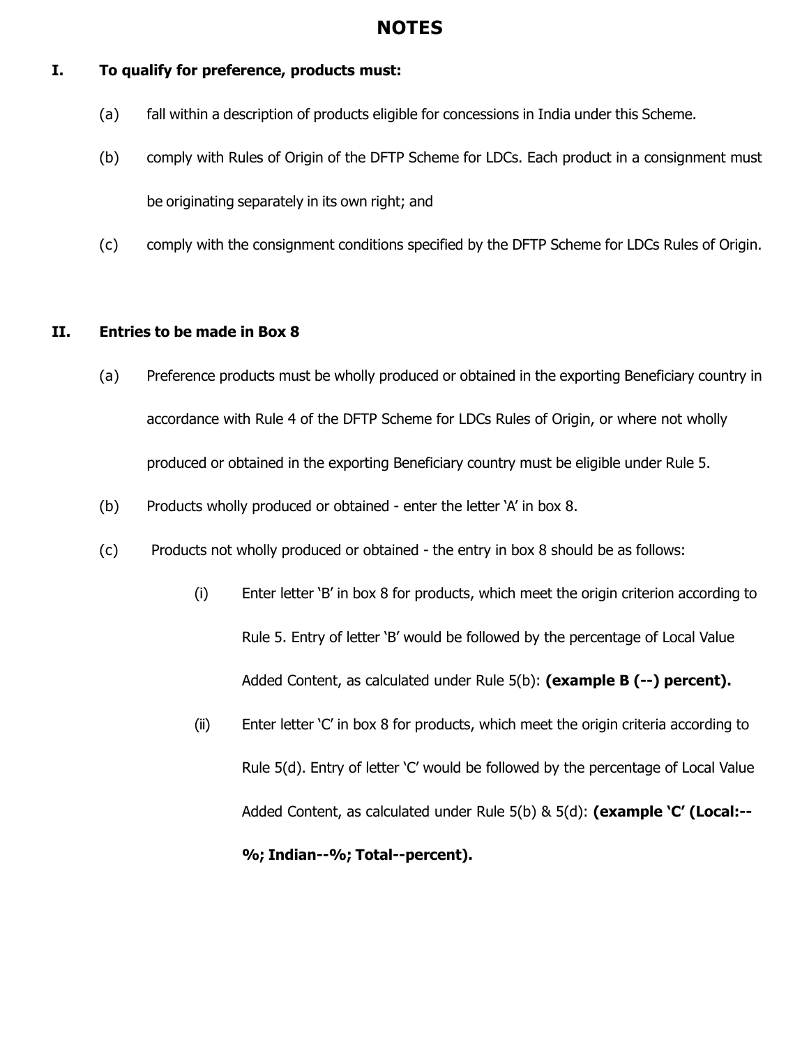# NOTES

**I. To qualify for preference, products must:**

(a) fall within a description of products eligible for concessions in India under this Scheme.

(b) comply with Rules of Origin of the DFTP Scheme for LDCs. Each product in a consignment must be originating separately in its own right; and

(c) comply with the consignment conditions specified by the DFTP Scheme for LDCs Rules of Origin.

**II. Entries to be made in Box 8**

(a) Preference products must be wholly produced or obtained in the exporting Beneficiary country in accordance with Rule 4 of the DFTP Scheme for LDCs Rules of Origin, or where not wholly produced or obtained in the exporting Beneficiary country must be eligible under Rule 5.

(b) Products wholly produced or obtained - enter the letter 'A' in box 8.

(c) Products not wholly produced or obtained - the entry in box 8 should be as follows:

(i) Enter letter 'B' in box 8 for products, which meet the origin criterion according to Rule 5. Entry of letter 'B' would be followed by the percentage of Local Value Added Content, as calculated under Rule 5(b): **(example B (--) percent).**

(ii) Enter letter 'C' in box 8 for products, which meet the origin criteria according to Rule 5(d). Entry of letter 'C' would be followed by the percentage of Local Value Added Content, as calculated under Rule 5(b) & 5(d): **(example 'C' (Local:--%; Indian--%; Total--percent).**